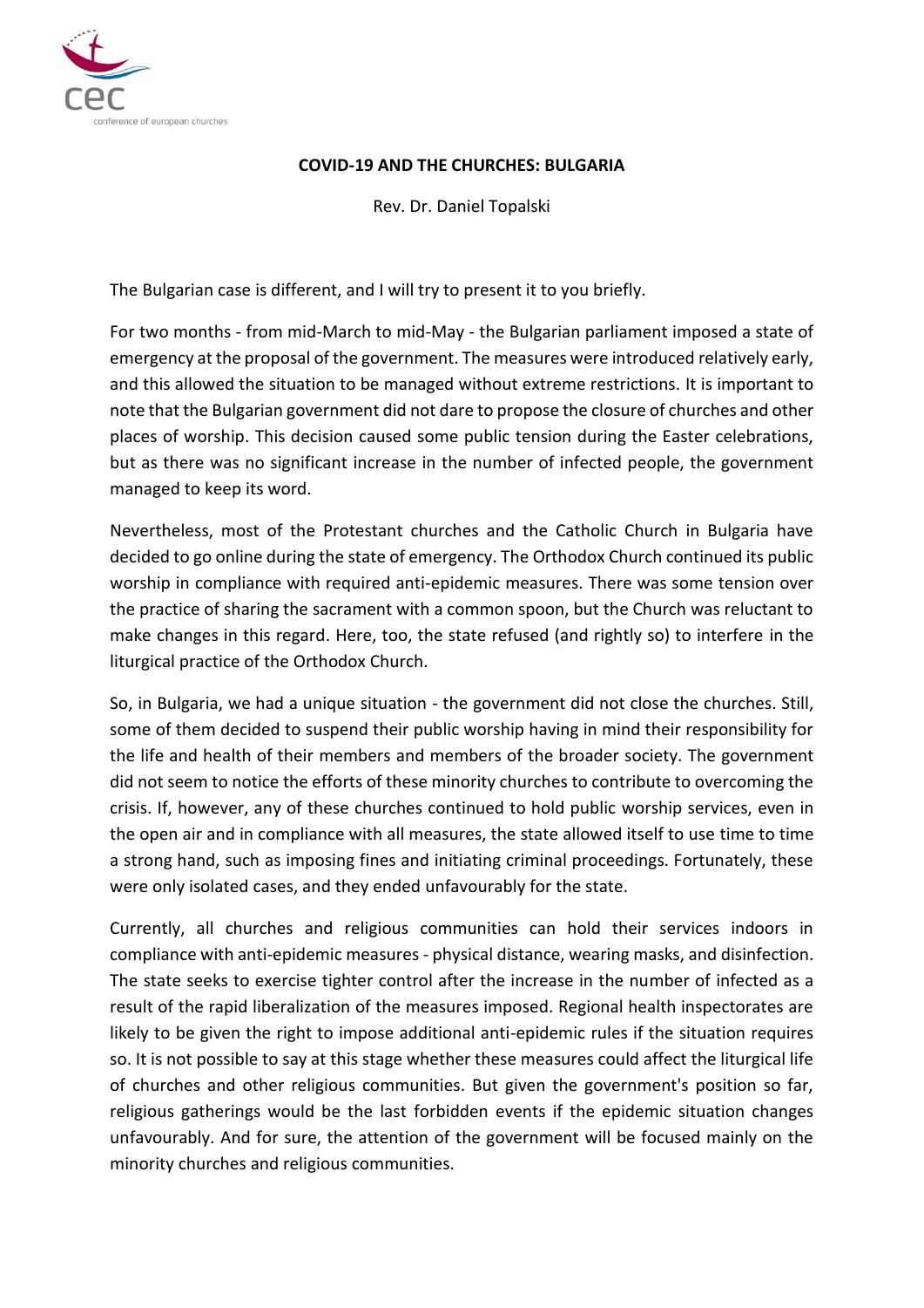# COVID-19 AND THE CHURCHES: BULGARIA

Rev. Dr. Daniel Topalski

The Bulgarian case is different, and I will try to present it to you briefly.

For two months - from mid-March to mid-May - the Bulgarian parliament imposed a state of emergency at the proposal of the government. The measures were introduced relatively early, and this allowed the situation to be managed without extreme restrictions. It is important to note that the Bulgarian government did not dare to propose the closure of churches and other places of worship. This decision caused some public tension during the Easter celebrations, but as there was no significant increase in the number of infected people, the government managed to keep its word.

Nevertheless, most of the Protestant churches and the Catholic Church in Bulgaria have decided to go online during the state of emergency. The Orthodox Church continued its public worship in compliance with required anti-epidemic measures. There was some tension over the practice of sharing the sacrament with a common spoon, but the Church was reluctant to make changes in this regard. Here, too, the state refused (and rightly so) to interfere in the liturgical practice of the Orthodox Church.

So, in Bulgaria, we had a unique situation - the government did not close the churches. Still, some of them decided to suspend their public worship having in mind their responsibility for the life and health of their members and members of the broader society. The government did not seem to notice the efforts of these minority churches to contribute to overcoming the crisis. If, however, any of these churches continued to hold public worship services, even in the open air and in compliance with all measures, the state allowed itself to use time to time a strong hand, such as imposing fines and initiating criminal proceedings. Fortunately, these were only isolated cases, and they ended unfavourably for the state.

Currently, all churches and religious communities can hold their services indoors in compliance with anti-epidemic measures - physical distance, wearing masks, and disinfection. The state seeks to exercise tighter control after the increase in the number of infected as a result of the rapid liberalization of the measures imposed. Regional health inspectorates are likely to be given the right to impose additional anti-epidemic rules if the situation requires so. It is not possible to say at this stage whether these measures could affect the liturgical life of churches and other religious communities. But given the government's position so far, religious gatherings would be the last forbidden events if the epidemic situation changes unfavourably. And for sure, the attention of the government will be focused mainly on the minority churches and religious communities.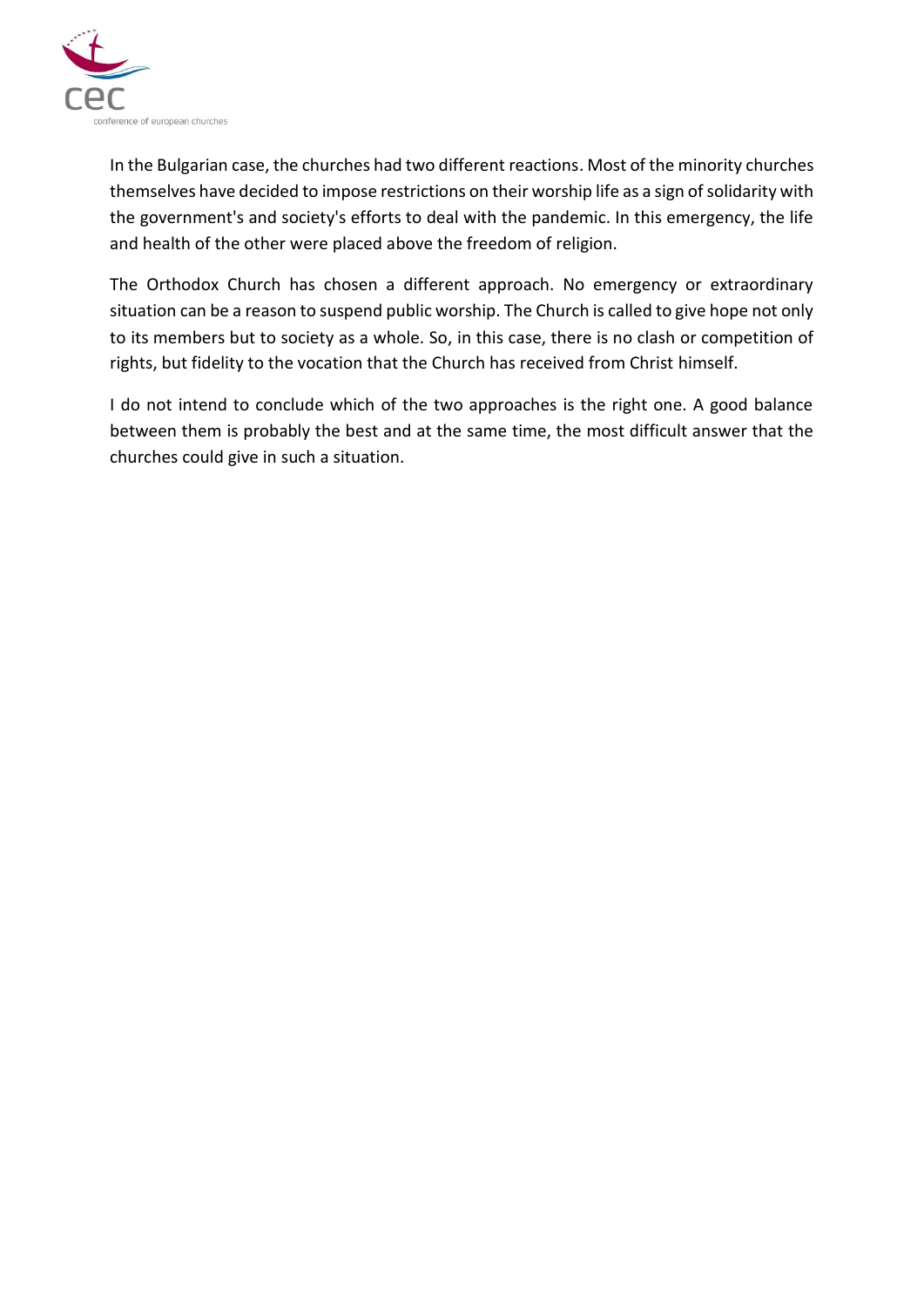In the Bulgarian case, the churches had two different reactions. Most of the minority churches themselves have decided to impose restrictions on their worship life as a sign of solidarity with the government's and society's efforts to deal with the pandemic. In this emergency, the life and health of the other were placed above the freedom of religion.

The Orthodox Church has chosen a different approach. No emergency or extraordinary situation can be a reason to suspend public worship. The Church is called to give hope not only to its members but to society as a whole. So, in this case, there is no clash or competition of rights, but fidelity to the vocation that the Church has received from Christ himself.

I do not intend to conclude which of the two approaches is the right one. A good balance between them is probably the best and at the same time, the most difficult answer that the churches could give in such a situation.